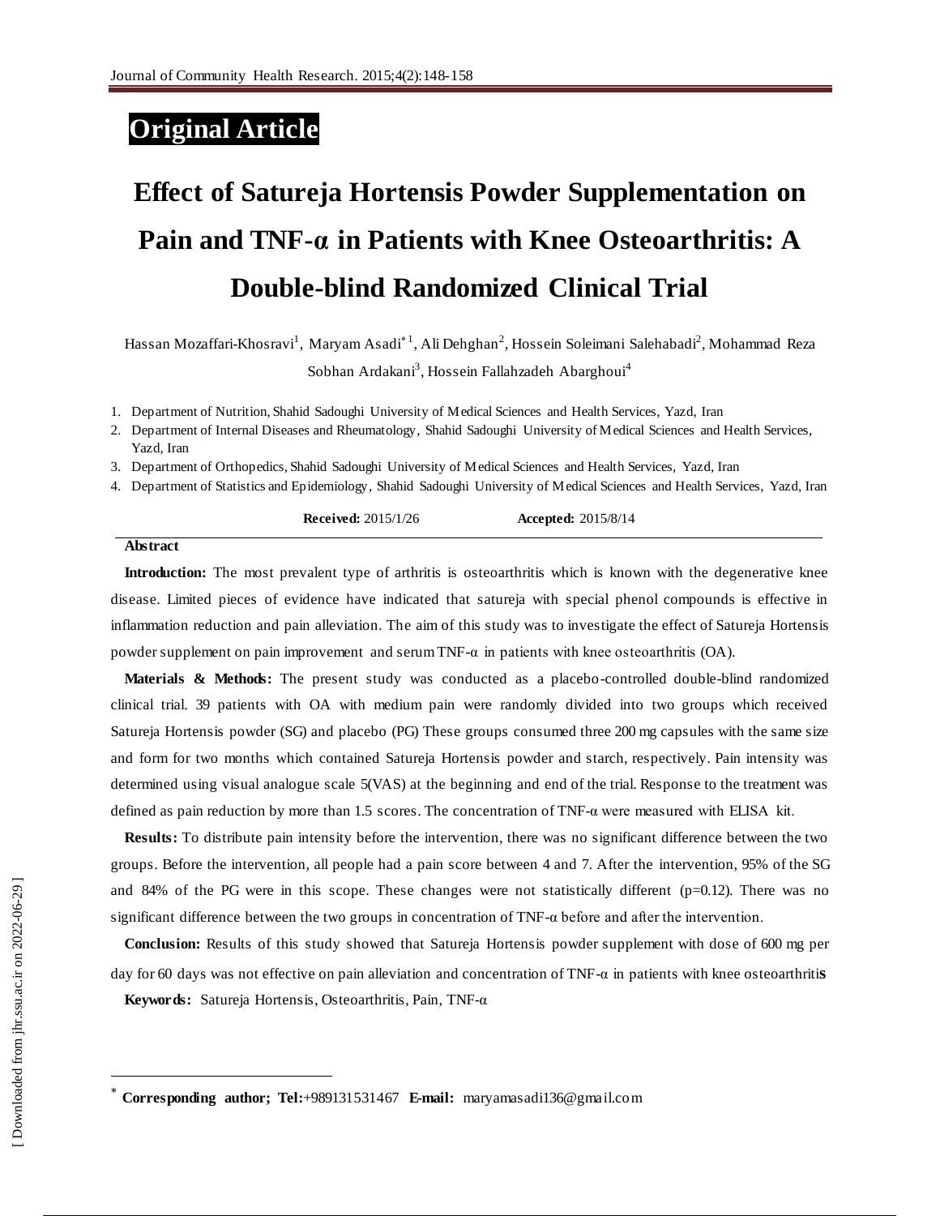**Original Article**

# Effect of Satureja Hortensis Powder Supplementation on Pain and TNF-α in Patients with Knee Osteoarthritis: A Double-blind Randomized Clinical Trial

Hassan Mozaffari-Khosravi[1], Maryam Asadi[*1], Ali Dehghan[2], Hossein Soleimani Salehabadi[2], Mohammad Reza Sobhan Ardakani[3], Hossein Fallahzadeh Abarghoui[4]

1. Department of Nutrition, Shahid Sadoughi University of Medical Sciences and Health Services, Yazd, Iran
2. Department of Internal Diseases and Rheumatology, Shahid Sadoughi University of Medical Sciences and Health Services, Yazd, Iran
3. Department of Orthopedics, Shahid Sadoughi University of Medical Sciences and Health Services, Yazd, Iran
4. Department of Statistics and Epidemiology, Shahid Sadoughi University of Medical Sciences and Health Services, Yazd, Iran

**Received:** 2015/1/26 **Accepted:** 2015/8/14

## Abstract

**Introduction:** The most prevalent type of arthritis is osteoarthritis which is known with the degenerative knee disease. Limited pieces of evidence have indicated that satureja with special phenol compounds is effective in inflammation reduction and pain alleviation. The aim of this study was to investigate the effect of Satureja Hortensis powder supplement on pain improvement and serum TNF-α in patients with knee osteoarthritis (OA).

**Materials & Methods:** The present study was conducted as a placebo-controlled double-blind randomized clinical trial. 39 patients with OA with medium pain were randomly divided into two groups which received Satureja Hortensis powder (SG) and placebo (PG) These groups consumed three 200 mg capsules with the same size and form for two months which contained Satureja Hortensis powder and starch, respectively. Pain intensity was determined using visual analogue scale 5(VAS) at the beginning and end of the trial. Response to the treatment was defined as pain reduction by more than 1.5 scores. The concentration of TNF-α were measured with ELISA kit.

**Results:** To distribute pain intensity before the intervention, there was no significant difference between the two groups. Before the intervention, all people had a pain score between 4 and 7. After the intervention, 95% of the SG and 84% of the PG were in this scope. These changes were not statistically different ($p=0.12$). There was no significant difference between the two groups in concentration of TNF-α before and after the intervention.

**Conclusion:** Results of this study showed that Satureja Hortensis powder supplement with dose of 600 mg per day for 60 days was not effective on pain alleviation and concentration of TNF-α in patients with knee osteoarthritis

**Keywords:** Satureja Hortensis, Osteoarthritis, Pain, TNF-α

[*] **Corresponding author; Tel:**+989131531467 **E-mail:** maryamasadi136@gmail.com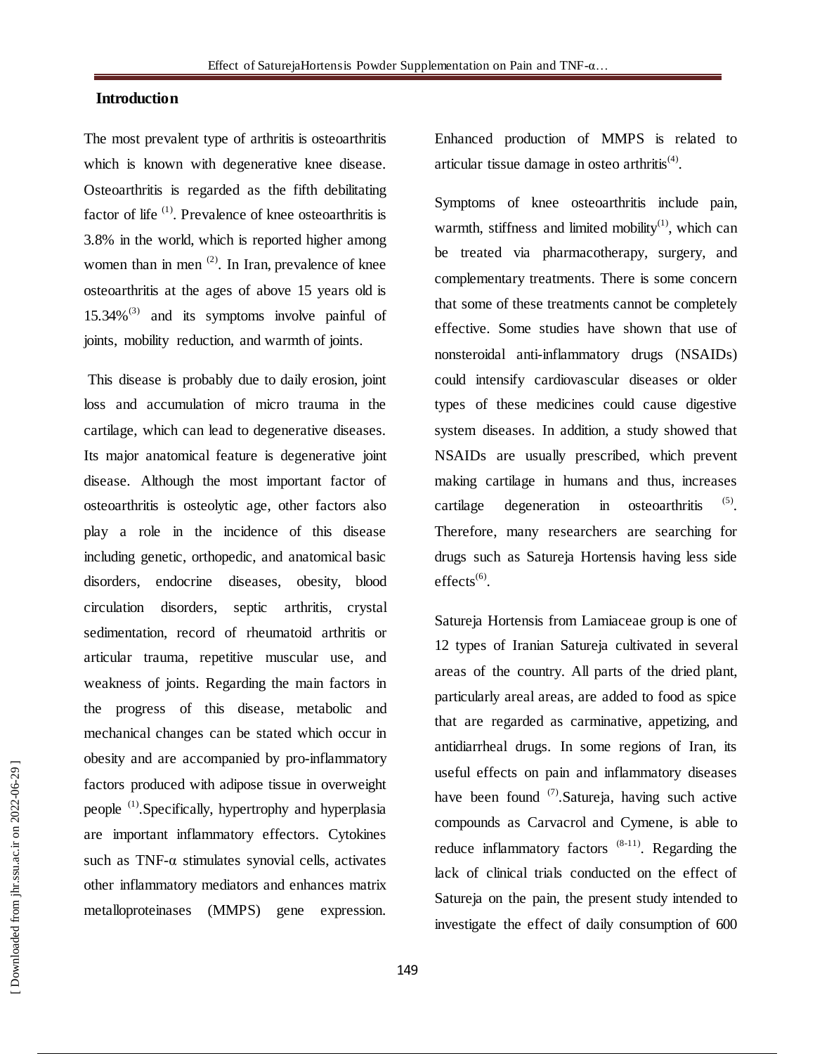## Introduction

The most prevalent type of arthritis is osteoarthritis which is known with degenerative knee disease. Osteoarthritis is regarded as the fifth debilitating factor of life [1]. Prevalence of knee osteoarthritis is 3.8% in the world, which is reported higher among women than in men [2]. In Iran, prevalence of knee osteoarthritis at the ages of above 15 years old is 15.34%[3] and its symptoms involve painful of joints, mobility reduction, and warmth of joints.

This disease is probably due to daily erosion, joint loss and accumulation of micro trauma in the cartilage, which can lead to degenerative diseases. Its major anatomical feature is degenerative joint disease. Although the most important factor of osteoarthritis is osteolytic age, other factors also play a role in the incidence of this disease including genetic, orthopedic, and anatomical basic disorders, endocrine diseases, obesity, blood circulation disorders, septic arthritis, crystal sedimentation, record of rheumatoid arthritis or articular trauma, repetitive muscular use, and weakness of joints. Regarding the main factors in the progress of this disease, metabolic and mechanical changes can be stated which occur in obesity and are accompanied by pro-inflammatory factors produced with adipose tissue in overweight people [1].Specifically, hypertrophy and hyperplasia are important inflammatory effectors. Cytokines such as TNF-α stimulates synovial cells, activates other inflammatory mediators and enhances matrix metalloproteinases (MMPS) gene expression. Enhanced production of MMPS is related to articular tissue damage in osteo arthritis[4].

Symptoms of knee osteoarthritis include pain, warmth, stiffness and limited mobility[1], which can be treated via pharmacotherapy, surgery, and complementary treatments. There is some concern that some of these treatments cannot be completely effective. Some studies have shown that use of nonsteroidal anti-inflammatory drugs (NSAIDs) could intensify cardiovascular diseases or older types of these medicines could cause digestive system diseases. In addition, a study showed that NSAIDs are usually prescribed, which prevent making cartilage in humans and thus, increases cartilage degeneration in osteoarthritis [5]. Therefore, many researchers are searching for drugs such as Satureja Hortensis having less side effects[6].

Satureja Hortensis from Lamiaceae group is one of 12 types of Iranian Satureja cultivated in several areas of the country. All parts of the dried plant, particularly areal areas, are added to food as spice that are regarded as carminative, appetizing, and antidiarrheal drugs. In some regions of Iran, its useful effects on pain and inflammatory diseases have been found [7].Satureja, having such active compounds as Carvacrol and Cymene, is able to reduce inflammatory factors [8-11]. Regarding the lack of clinical trials conducted on the effect of Satureja on the pain, the present study intended to investigate the effect of daily consumption of 600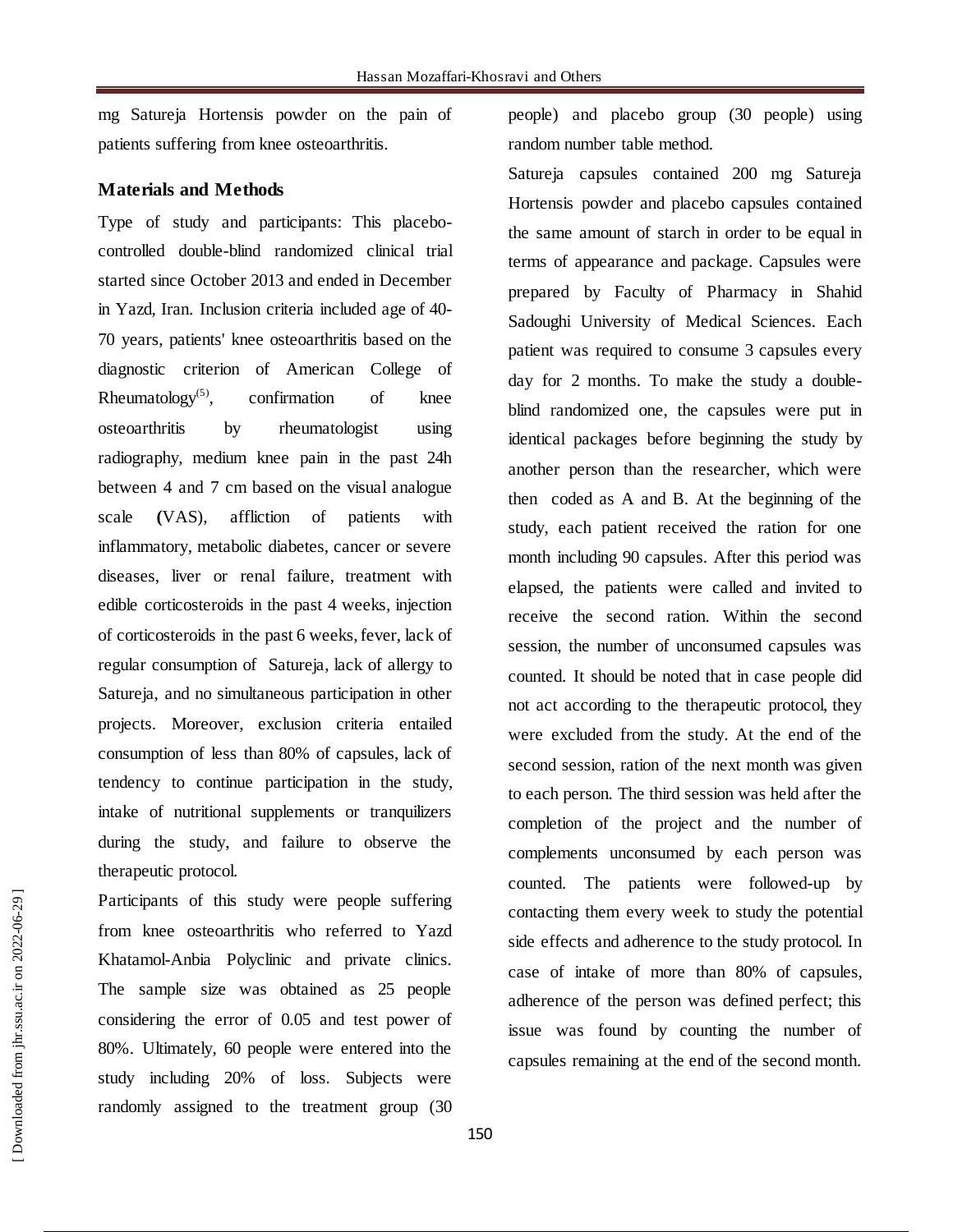mg Satureja Hortensis powder on the pain of patients suffering from knee osteoarthritis.

## Materials and Methods

Type of study and participants: This placebo-controlled double-blind randomized clinical trial started since October 2013 and ended in December in Yazd, Iran. Inclusion criteria included age of 40-70 years, patients' knee osteoarthritis based on the diagnostic criterion of American College of Rheumatology[5], confirmation of knee osteoarthritis by rheumatologist using radiography, medium knee pain in the past 24h between 4 and 7 cm based on the visual analogue scale (VAS), affliction of patients with inflammatory, metabolic diabetes, cancer or severe diseases, liver or renal failure, treatment with edible corticosteroids in the past 4 weeks, injection of corticosteroids in the past 6 weeks, fever, lack of regular consumption of Satureja, lack of allergy to Satureja, and no simultaneous participation in other projects. Moreover, exclusion criteria entailed consumption of less than 80% of capsules, lack of tendency to continue participation in the study, intake of nutritional supplements or tranquilizers during the study, and failure to observe the therapeutic protocol.

Participants of this study were people suffering from knee osteoarthritis who referred to Yazd Khatamol-Anbia Polyclinic and private clinics. The sample size was obtained as 25 people considering the error of 0.05 and test power of 80%. Ultimately, 60 people were entered into the study including 20% of loss. Subjects were randomly assigned to the treatment group (30 people) and placebo group (30 people) using random number table method.

Satureja capsules contained 200 mg Satureja Hortensis powder and placebo capsules contained the same amount of starch in order to be equal in terms of appearance and package. Capsules were prepared by Faculty of Pharmacy in Shahid Sadoughi University of Medical Sciences. Each patient was required to consume 3 capsules every day for 2 months. To make the study a double-blind randomized one, the capsules were put in identical packages before beginning the study by another person than the researcher, which were then coded as A and B. At the beginning of the study, each patient received the ration for one month including 90 capsules. After this period was elapsed, the patients were called and invited to receive the second ration. Within the second session, the number of unconsumed capsules was counted. It should be noted that in case people did not act according to the therapeutic protocol, they were excluded from the study. At the end of the second session, ration of the next month was given to each person. The third session was held after the completion of the project and the number of complements unconsumed by each person was counted. The patients were followed-up by contacting them every week to study the potential side effects and adherence to the study protocol. In case of intake of more than 80% of capsules, adherence of the person was defined perfect; this issue was found by counting the number of capsules remaining at the end of the second month.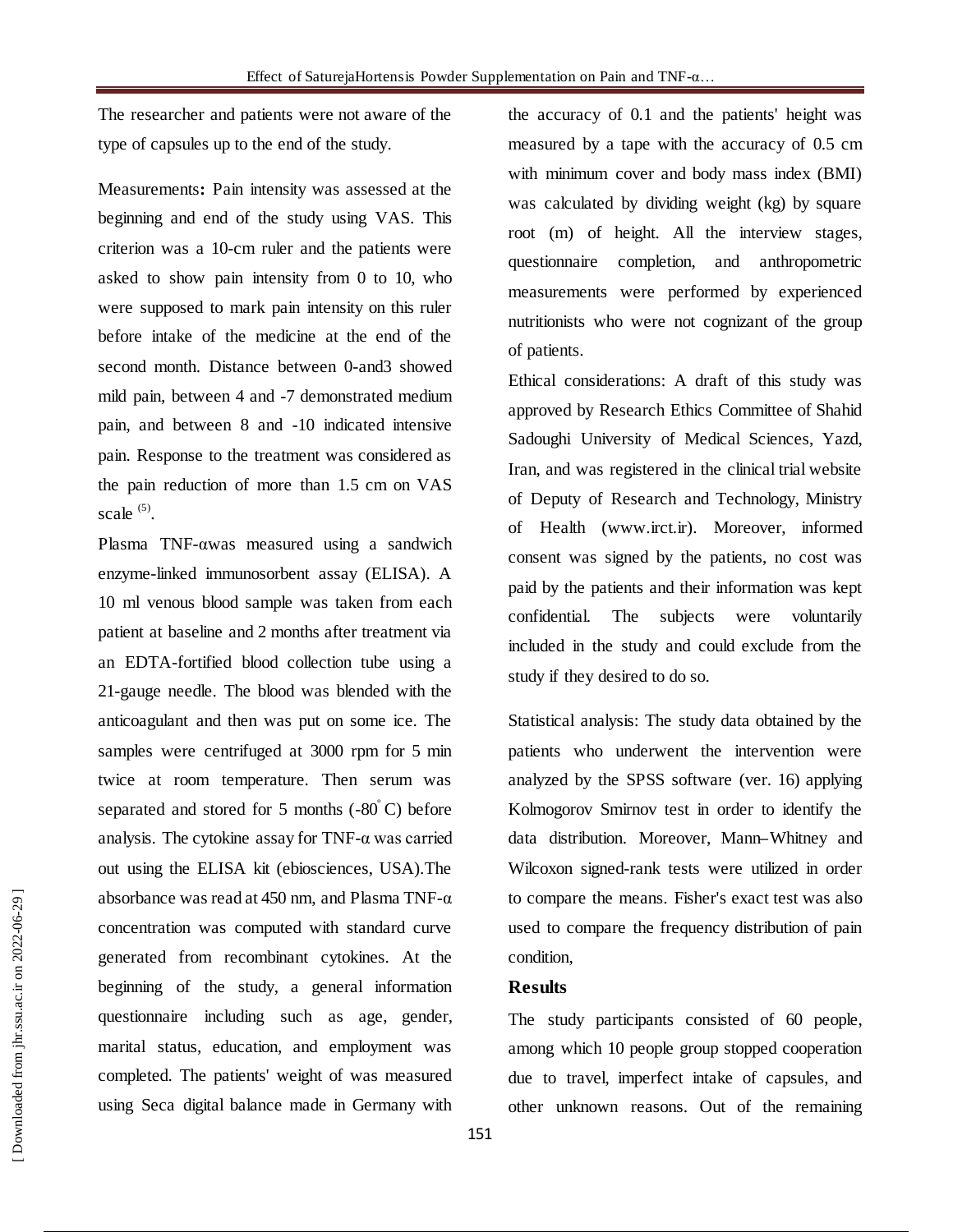The researcher and patients were not aware of the type of capsules up to the end of the study.

Measurements**:** Pain intensity was assessed at the beginning and end of the study using VAS. This criterion was a 10-cm ruler and the patients were asked to show pain intensity from 0 to 10, who were supposed to mark pain intensity on this ruler before intake of the medicine at the end of the second month. Distance between 0-and3 showed mild pain, between 4 and -7 demonstrated medium pain, and between 8 and -10 indicated intensive pain. Response to the treatment was considered as the pain reduction of more than 1.5 cm on VAS scale [(5)].

Plasma TNF-αwas measured using a sandwich enzyme-linked immunosorbent assay (ELISA). A 10 ml venous blood sample was taken from each patient at baseline and 2 months after treatment via an EDTA-fortified blood collection tube using a 21-gauge needle. The blood was blended with the anticoagulant and then was put on some ice. The samples were centrifuged at 3000 rpm for 5 min twice at room temperature. Then serum was separated and stored for 5 months (-80$^{\circ}$C) before analysis. The cytokine assay for TNF-α was carried out using the ELISA kit (ebiosciences, USA).The absorbance was read at 450 nm, and Plasma TNF-α concentration was computed with standard curve generated from recombinant cytokines. At the beginning of the study, a general information questionnaire including such as age, gender, marital status, education, and employment was completed. The patients' weight of was measured using Seca digital balance made in Germany with the accuracy of 0.1 and the patients' height was measured by a tape with the accuracy of 0.5 cm with minimum cover and body mass index (BMI) was calculated by dividing weight (kg) by square root (m) of height. All the interview stages, questionnaire completion, and anthropometric measurements were performed by experienced nutritionists who were not cognizant of the group of patients.

Ethical considerations: A draft of this study was approved by Research Ethics Committee of Shahid Sadoughi University of Medical Sciences, Yazd, Iran, and was registered in the clinical trial website of Deputy of Research and Technology, Ministry of Health (www.irct.ir). Moreover, informed consent was signed by the patients, no cost was paid by the patients and their information was kept confidential. The subjects were voluntarily included in the study and could exclude from the study if they desired to do so.

Statistical analysis: The study data obtained by the patients who underwent the intervention were analyzed by the SPSS software (ver. 16) applying Kolmogorov Smirnov test in order to identify the data distribution. Moreover, Mann–Whitney and Wilcoxon signed-rank tests were utilized in order to compare the means. Fisher's exact test was also used to compare the frequency distribution of pain condition,

## Results

The study participants consisted of 60 people, among which 10 people group stopped cooperation due to travel, imperfect intake of capsules, and other unknown reasons. Out of the remaining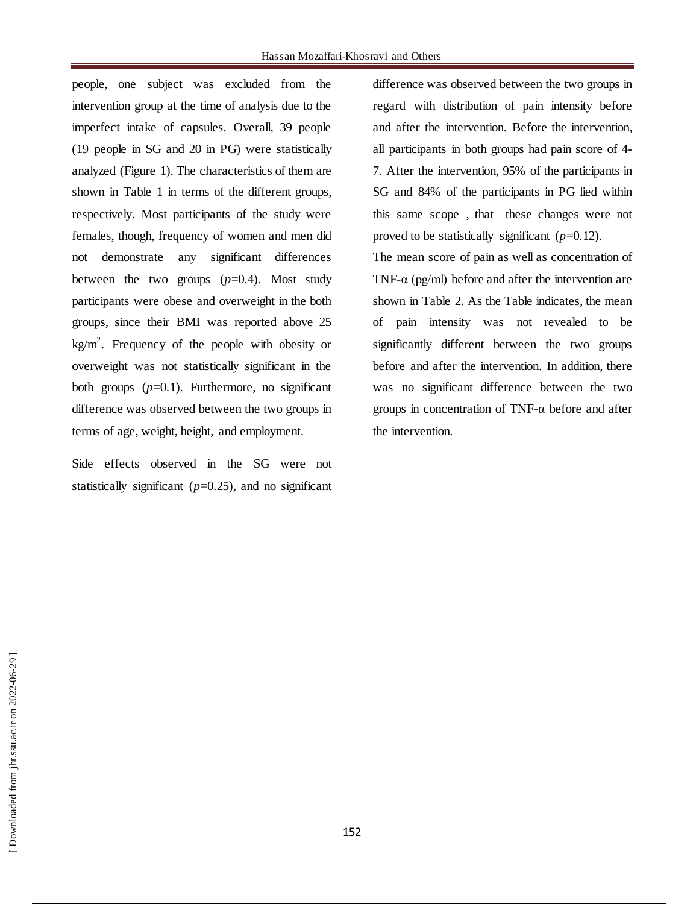people, one subject was excluded from the intervention group at the time of analysis due to the imperfect intake of capsules. Overall, 39 people (19 people in SG and 20 in PG) were statistically analyzed (Figure 1). The characteristics of them are shown in Table 1 in terms of the different groups, respectively. Most participants of the study were females, though, frequency of women and men did not demonstrate any significant differences between the two groups (*p*=0.4). Most study participants were obese and overweight in the both groups, since their BMI was reported above 25 kg/m$^2$. Frequency of the people with obesity or overweight was not statistically significant in the both groups (*p*=0.1). Furthermore, no significant difference was observed between the two groups in terms of age, weight, height, and employment.

Side effects observed in the SG were not statistically significant (*p*=0.25), and no significant difference was observed between the two groups in regard with distribution of pain intensity before and after the intervention. Before the intervention, all participants in both groups had pain score of 4-7. After the intervention, 95% of the participants in SG and 84% of the participants in PG lied within this same scope , that these changes were not proved to be statistically significant (*p*=0.12).

The mean score of pain as well as concentration of TNF-α (pg/ml) before and after the intervention are shown in Table 2. As the Table indicates, the mean of pain intensity was not revealed to be significantly different between the two groups before and after the intervention. In addition, there was no significant difference between the two groups in concentration of TNF-α before and after the intervention.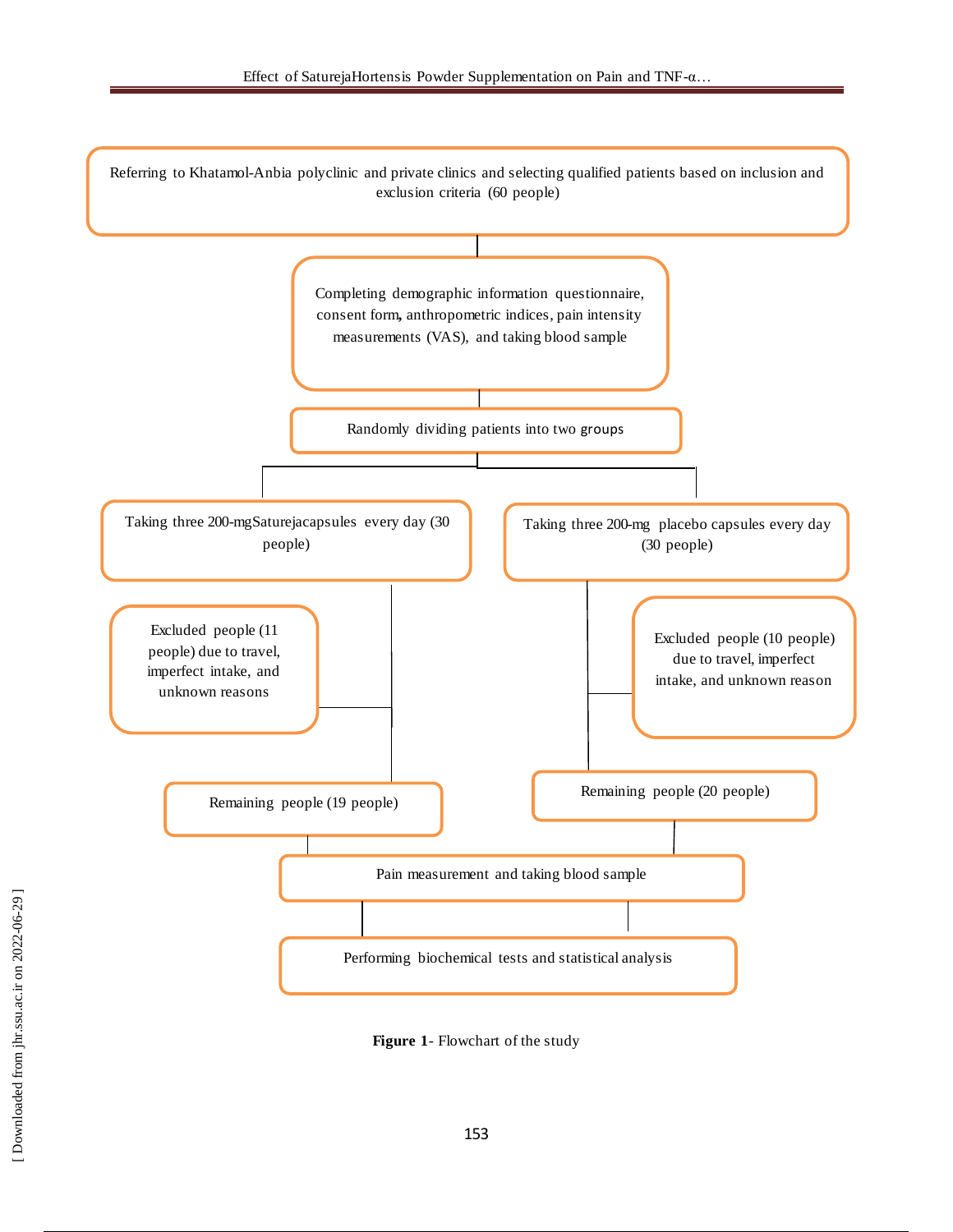Referring to Khatamol-Anbia polyclinic and private clinics and selecting qualified patients based on inclusion and exclusion criteria (60 people)

Completing demographic information questionnaire, consent form, anthropometric indices, pain intensity measurements (VAS), and taking blood sample

Randomly dividing patients into two groups

Taking three 200-mgSaturejacapsules every day (30 people)

Taking three 200-mg placebo capsules every day (30 people)

Excluded people (11 people) due to travel, imperfect intake, and unknown reasons

Excluded people (10 people) due to travel, imperfect intake, and unknown reason

Remaining people (19 people)

Remaining people (20 people)

Pain measurement and taking blood sample

Performing biochemical tests and statistical analysis

**Figure 1**- Flowchart of the study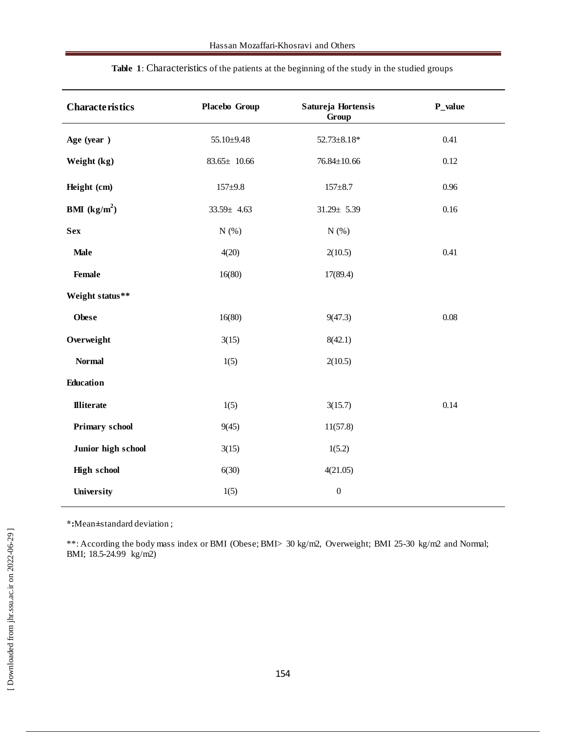**Table 1**: Characteristics of the patients at the beginning of the study in the studied groups

| Characteristics | Placebo Group | Satureja Hortensis Group | P_value |
|---|---|---|---|
| **Age (year )** | 55.10±9.48 | 52.73±8.18* | 0.41 |
| **Weight (kg)** | 83.65± 10.66 | 76.84±10.66 | 0.12 |
| **Height (cm)** | 157±9.8 | 157±8.7 | 0.96 |
| **BMI (kg/m$^2$)** | 33.59± 4.63 | 31.29± 5.39 | 0.16 |
| **Sex** | N (%) | N (%) | |
| **Male** | 4(20) | 2(10.5) | 0.41 |
| **Female** | 16(80) | 17(89.4) | |
| **Weight status**** | | | |
| **Obese** | 16(80) | 9(47.3) | 0.08 |
| **Overweight** | 3(15) | 8(42.1) | |
| **Normal** | 1(5) | 2(10.5) | |
| **Education** | | | |
| **Illiterate** | 1(5) | 3(15.7) | 0.14 |
| **Primary school** | 9(45) | 11(57.8) | |
| **Junior high school** | 3(15) | 1(5.2) | |
| **High school** | 6(30) | 4(21.05) | |
| **University** | 1(5) | 0 | |

***:**Mean±standard deviation ;

**: According the body mass index or BMI (Obese; BMI> 30 kg/m2, Overweight; BMI 25-30 kg/m2 and Normal; BMI; 18.5-24.99 kg/m2)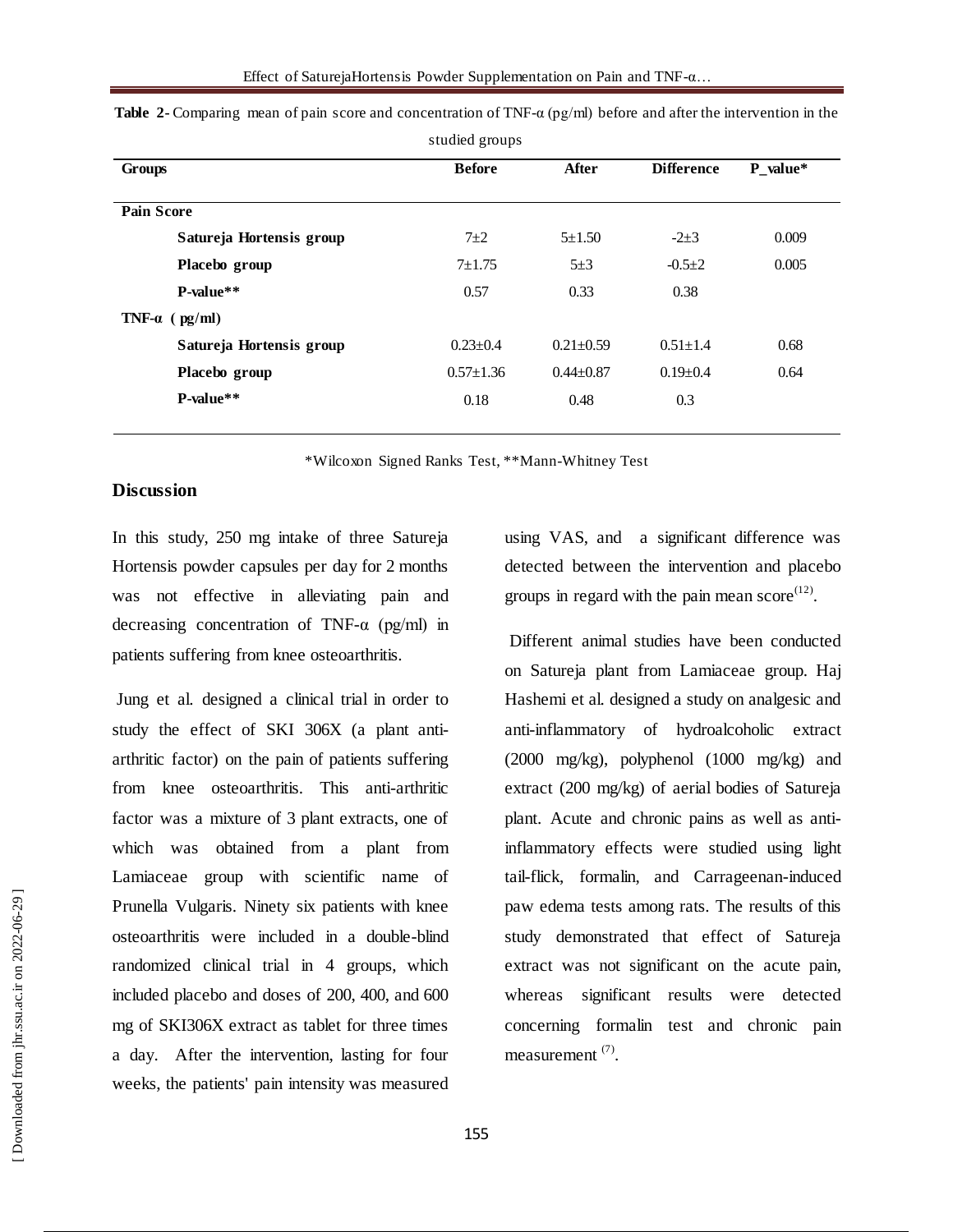**Table 2**- Comparing mean of pain score and concentration of TNF-α (pg/ml) before and after the intervention in the studied groups

| Groups | Before | After | Difference | P_value* |
|---|---|---|---|---|
| **Pain Score** | | | | |
| **Satureja Hortensis group** | 7±2 | 5±1.50 | -2±3 | 0.009 |
| **Placebo group** | 7±1.75 | 5±3 | -0.5±2 | 0.005 |
| **P-value**** | 0.57 | 0.33 | 0.38 | |
| **TNF-α ( pg/ml)** | | | | |
| **Satureja Hortensis group** | 0.23±0.4 | 0.21±0.59 | 0.51±1.4 | 0.68 |
| **Placebo group** | 0.57±1.36 | 0.44±0.87 | 0.19±0.4 | 0.64 |
| **P-value**** | 0.18 | 0.48 | 0.3 | |

*Wilcoxon Signed Ranks Test, **Mann-Whitney Test

## Discussion

In this study, 250 mg intake of three Satureja Hortensis powder capsules per day for 2 months was not effective in alleviating pain and decreasing concentration of TNF-α (pg/ml) in patients suffering from knee osteoarthritis.

Jung et al. designed a clinical trial in order to study the effect of SKI 306X (a plant anti-arthritic factor) on the pain of patients suffering from knee osteoarthritis. This anti-arthritic factor was a mixture of 3 plant extracts, one of which was obtained from a plant from Lamiaceae group with scientific name of Prunella Vulgaris. Ninety six patients with knee osteoarthritis were included in a double-blind randomized clinical trial in 4 groups, which included placebo and doses of 200, 400, and 600 mg of SKI306X extract as tablet for three times a day. After the intervention, lasting for four weeks, the patients' pain intensity was measured using VAS, and a significant difference was detected between the intervention and placebo groups in regard with the pain mean score[12].

Different animal studies have been conducted on Satureja plant from Lamiaceae group. Haj Hashemi et al. designed a study on analgesic and anti-inflammatory of hydroalcoholic extract (2000 mg/kg), polyphenol (1000 mg/kg) and extract (200 mg/kg) of aerial bodies of Satureja plant. Acute and chronic pains as well as anti-inflammatory effects were studied using light tail-flick, formalin, and Carrageenan-induced paw edema tests among rats. The results of this study demonstrated that effect of Satureja extract was not significant on the acute pain, whereas significant results were detected concerning formalin test and chronic pain measurement [7].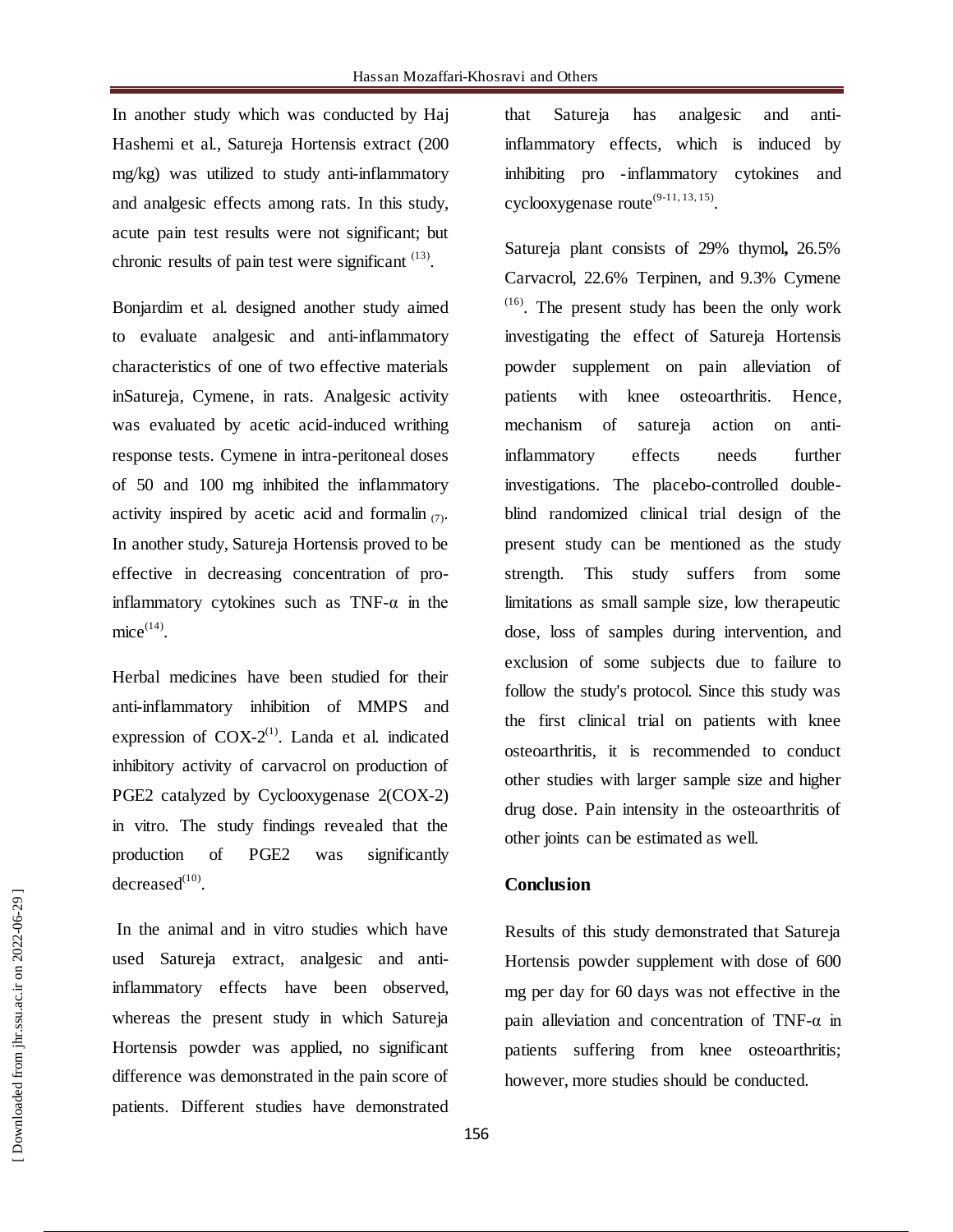In another study which was conducted by Haj Hashemi et al., Satureja Hortensis extract (200 mg/kg) was utilized to study anti-inflammatory and analgesic effects among rats. In this study, acute pain test results were not significant; but chronic results of pain test were significant [13].

Bonjardim et al. designed another study aimed to evaluate analgesic and anti-inflammatory characteristics of one of two effective materials inSatureja, Cymene, in rats. Analgesic activity was evaluated by acetic acid-induced writhing response tests. Cymene in intra-peritoneal doses of 50 and 100 mg inhibited the inflammatory activity inspired by acetic acid and formalin [7]. In another study, Satureja Hortensis proved to be effective in decreasing concentration of pro-inflammatory cytokines such as TNF-α in the mice[14].

Herbal medicines have been studied for their anti-inflammatory inhibition of MMPS and expression of COX-2[1]. Landa et al. indicated inhibitory activity of carvacrol on production of PGE2 catalyzed by Cyclooxygenase 2(COX-2) in vitro. The study findings revealed that the production of PGE2 was significantly decreased[10].

In the animal and in vitro studies which have used Satureja extract, analgesic and anti-inflammatory effects have been observed, whereas the present study in which Satureja Hortensis powder was applied, no significant difference was demonstrated in the pain score of patients. Different studies have demonstrated that Satureja has analgesic and anti-inflammatory effects, which is induced by inhibiting pro -inflammatory cytokines and cyclooxygenase route[9-11, 13, 15].

Satureja plant consists of 29% thymol**,** 26.5% Carvacrol, 22.6% Terpinen, and 9.3% Cymene [16]. The present study has been the only work investigating the effect of Satureja Hortensis powder supplement on pain alleviation of patients with knee osteoarthritis. Hence, mechanism of satureja action on anti-inflammatory effects needs further investigations. The placebo-controlled double-blind randomized clinical trial design of the present study can be mentioned as the study strength. This study suffers from some limitations as small sample size, low therapeutic dose, loss of samples during intervention, and exclusion of some subjects due to failure to follow the study's protocol. Since this study was the first clinical trial on patients with knee osteoarthritis, it is recommended to conduct other studies with larger sample size and higher drug dose. Pain intensity in the osteoarthritis of other joints can be estimated as well.

## Conclusion

Results of this study demonstrated that Satureja Hortensis powder supplement with dose of 600 mg per day for 60 days was not effective in the pain alleviation and concentration of TNF-α in patients suffering from knee osteoarthritis; however, more studies should be conducted.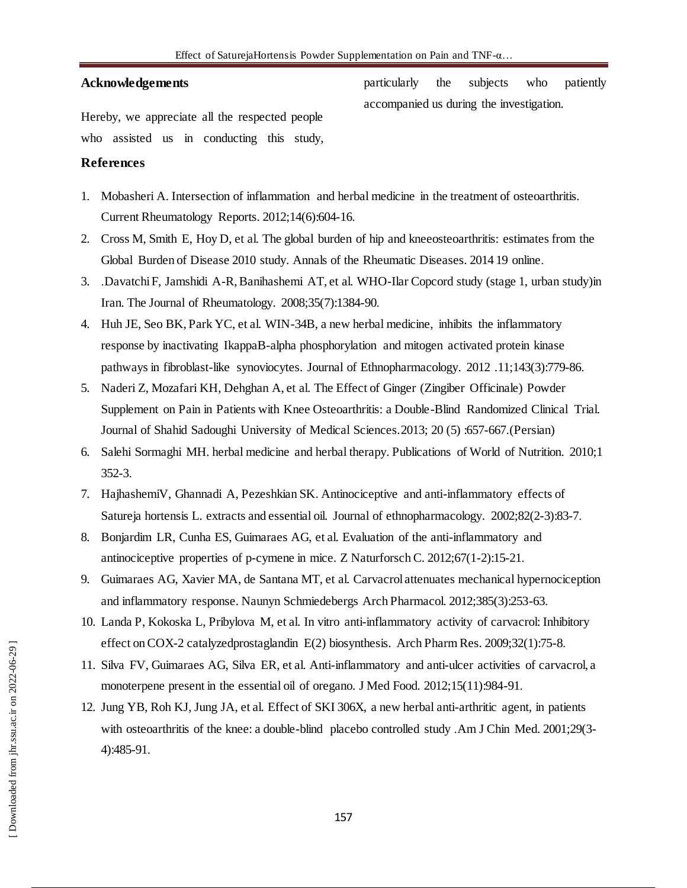## Acknowledgements

Hereby, we appreciate all the respected people who assisted us in conducting this study, particularly the subjects who patiently accompanied us during the investigation.

## References

1. Mobasheri A. Intersection of inflammation and herbal medicine in the treatment of osteoarthritis. Current Rheumatology Reports. 2012;14(6):604-16.
2. Cross M, Smith E, Hoy D, et al. The global burden of hip and kneeosteoarthritis: estimates from the Global Burden of Disease 2010 study. Annals of the Rheumatic Diseases. 2014 19 online.
3. .Davatchi F, Jamshidi A-R, Banihashemi AT, et al. WHO-Ilar Copcord study (stage 1, urban study)in Iran. The Journal of Rheumatology. 2008;35(7):1384-90.
4. Huh JE, Seo BK, Park YC, et al. WIN-34B, a new herbal medicine, inhibits the inflammatory response by inactivating IkappaB-alpha phosphorylation and mitogen activated protein kinase pathways in fibroblast-like synoviocytes. Journal of Ethnopharmacology. 2012 .11;143(3):779-86.
5. Naderi Z, Mozafari KH, Dehghan A, et al. The Effect of Ginger (Zingiber Officinale) Powder Supplement on Pain in Patients with Knee Osteoarthritis: a Double-Blind Randomized Clinical Trial. Journal of Shahid Sadoughi University of Medical Sciences.2013; 20 (5) :657-667.(Persian)
6. Salehi Sormaghi MH. herbal medicine and herbal therapy. Publications of World of Nutrition. 2010;1 352-3.
7. HajhashemiV, Ghannadi A, Pezeshkian SK. Antinociceptive and anti-inflammatory effects of Satureja hortensis L. extracts and essential oil. Journal of ethnopharmacology. 2002;82(2-3):83-7.
8. Bonjardim LR, Cunha ES, Guimaraes AG, et al. Evaluation of the anti-inflammatory and antinociceptive properties of p-cymene in mice. Z Naturforsch C. 2012;67(1-2):15-21.
9. Guimaraes AG, Xavier MA, de Santana MT, et al. Carvacrol attenuates mechanical hypernociception and inflammatory response. Naunyn Schmiedebergs Arch Pharmacol. 2012;385(3):253-63.
10. Landa P, Kokoska L, Pribylova M, et al. In vitro anti-inflammatory activity of carvacrol: Inhibitory effect on COX-2 catalyzedprostaglandin E(2) biosynthesis. Arch Pharm Res. 2009;32(1):75-8.
11. Silva FV, Guimaraes AG, Silva ER, et al. Anti-inflammatory and anti-ulcer activities of carvacrol, a monoterpene present in the essential oil of oregano. J Med Food. 2012;15(11):984-91.
12. Jung YB, Roh KJ, Jung JA, et al. Effect of SKI 306X, a new herbal anti-arthritic agent, in patients with osteoarthritis of the knee: a double-blind placebo controlled study .Am J Chin Med. 2001;29(3-4):485-91.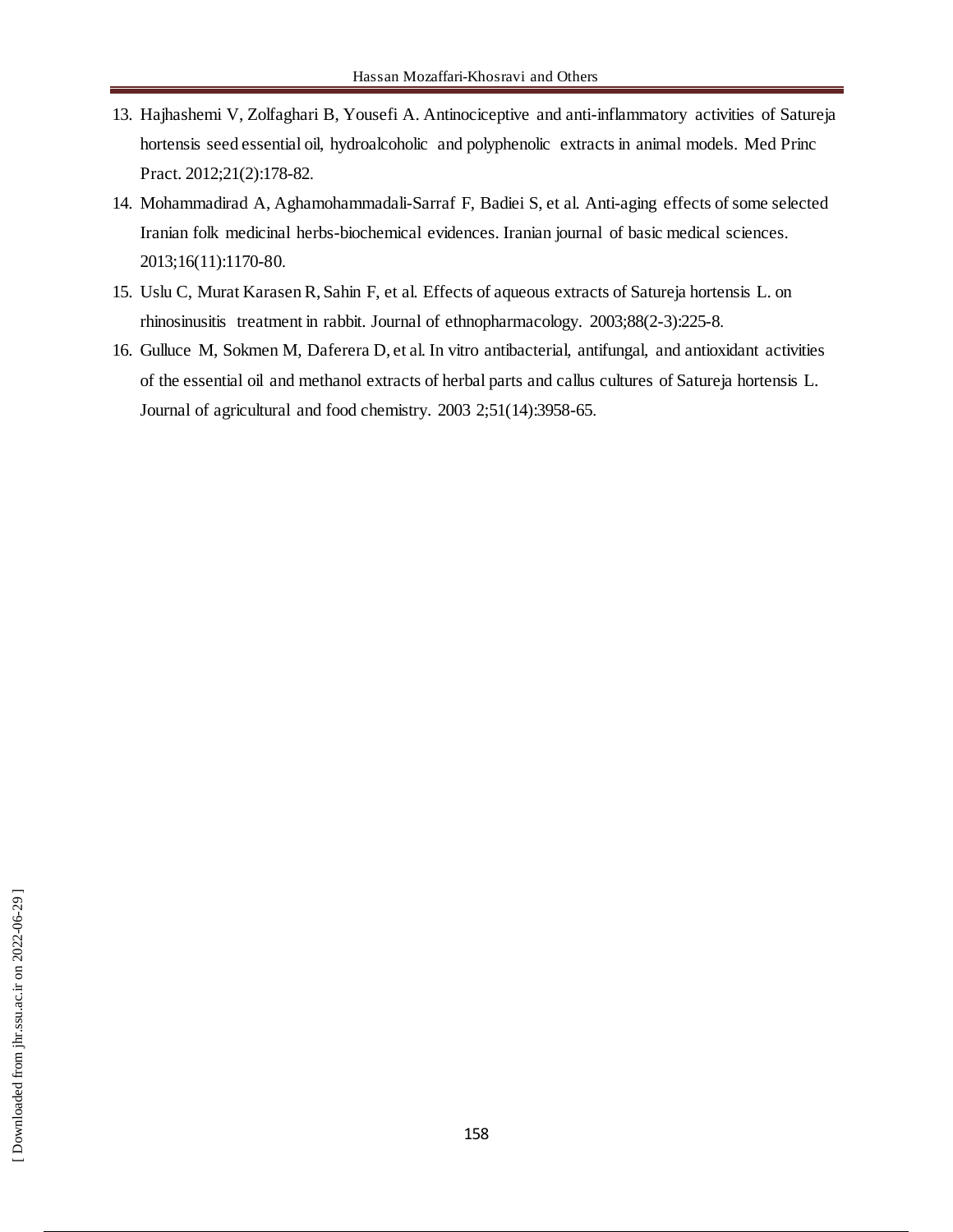13. Hajhashemi V, Zolfaghari B, Yousefi A. Antinociceptive and anti-inflammatory activities of Satureja hortensis seed essential oil, hydroalcoholic and polyphenolic extracts in animal models. Med Princ Pract. 2012;21(2):178-82.
14. Mohammadirad A, Aghamohammadali-Sarraf F, Badiei S, et al. Anti-aging effects of some selected Iranian folk medicinal herbs-biochemical evidences. Iranian journal of basic medical sciences. 2013;16(11):1170-80.
15. Uslu C, Murat Karasen R, Sahin F, et al. Effects of aqueous extracts of Satureja hortensis L. on rhinosinusitis treatment in rabbit. Journal of ethnopharmacology. 2003;88(2-3):225-8.
16. Gulluce M, Sokmen M, Daferera D, et al. In vitro antibacterial, antifungal, and antioxidant activities of the essential oil and methanol extracts of herbal parts and callus cultures of Satureja hortensis L. Journal of agricultural and food chemistry. 2003 2;51(14):3958-65.